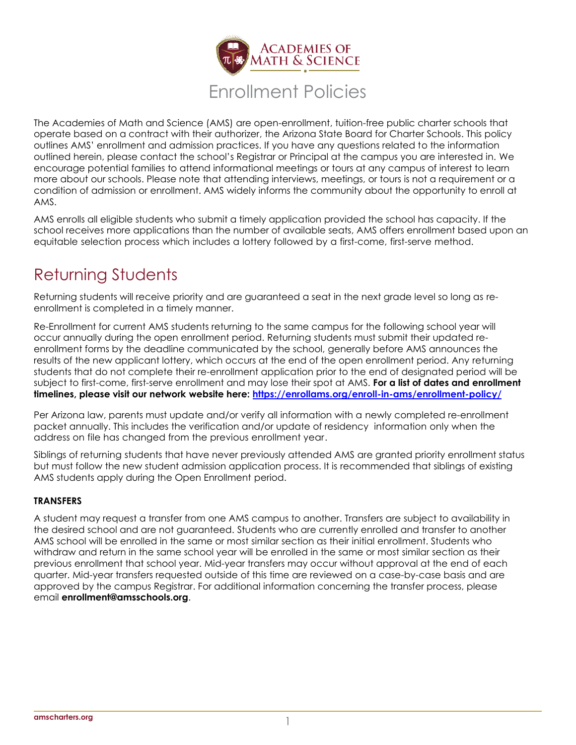# Enrollment Policies

The Academies of Math and Science (AMS) are open-enrollment, tuition-free public charter schools that operate based on a contract with their authorizer, the Arizona State Board for Charter Schools. This policy outlines AMS' enrollment and admission practices. If you have any questions related to the information outlined herein, please contact the school's Registrar or Principal at the campus you are interested in. We encourage potential families to attend informational meetings or tours at any campus of interest to learn more about our schools. Please note that attending interviews, meetings, or tours is not a requirement or a condition of admission or enrollment. AMS widely informs the community about the opportunity to enroll at AMS.

AMS enrolls all eligible students who submit a timely application provided the school has capacity. If the school receives more applications than the number of available seats, AMS offers enrollment based upon an equitable selection process which includes a lottery followed by a first-come, first-serve method.

## Returning Students

Returning students will receive priority and are guaranteed a seat in the next grade level so long as re-enrollment is completed in a timely manner.

Re-Enrollment for current AMS students returning to the same campus for the following school year will occur annually during the open enrollment period. Returning students must submit their updated re-enrollment forms by the deadline communicated by the school, generally before AMS announces the results of the new applicant lottery, which occurs at the end of the open enrollment period. Any returning students that do not complete their re-enrollment application prior to the end of designated period will be subject to first-come, first-serve enrollment and may lose their spot at AMS. **For a list of dates and enrollment timelines, please visit our network website here: https://enrollams.org/enroll-in-ams/enrollment-policy/**

Per Arizona law, parents must update and/or verify all information with a newly completed re-enrollment packet annually. This includes the verification and/or update of residency information only when the address on file has changed from the previous enrollment year.

Siblings of returning students that have never previously attended AMS are granted priority enrollment status but must follow the new student admission application process. It is recommended that siblings of existing AMS students apply during the Open Enrollment period.

### TRANSFERS

A student may request a transfer from one AMS campus to another. Transfers are subject to availability in the desired school and are not guaranteed. Students who are currently enrolled and transfer to another AMS school will be enrolled in the same or most similar section as their initial enrollment. Students who withdraw and return in the same school year will be enrolled in the same or most similar section as their previous enrollment that school year. Mid-year transfers may occur without approval at the end of each quarter. Mid-year transfers requested outside of this time are reviewed on a case-by-case basis and are approved by the campus Registrar. For additional information concerning the transfer process, please email **enrollment@amsschools.org**.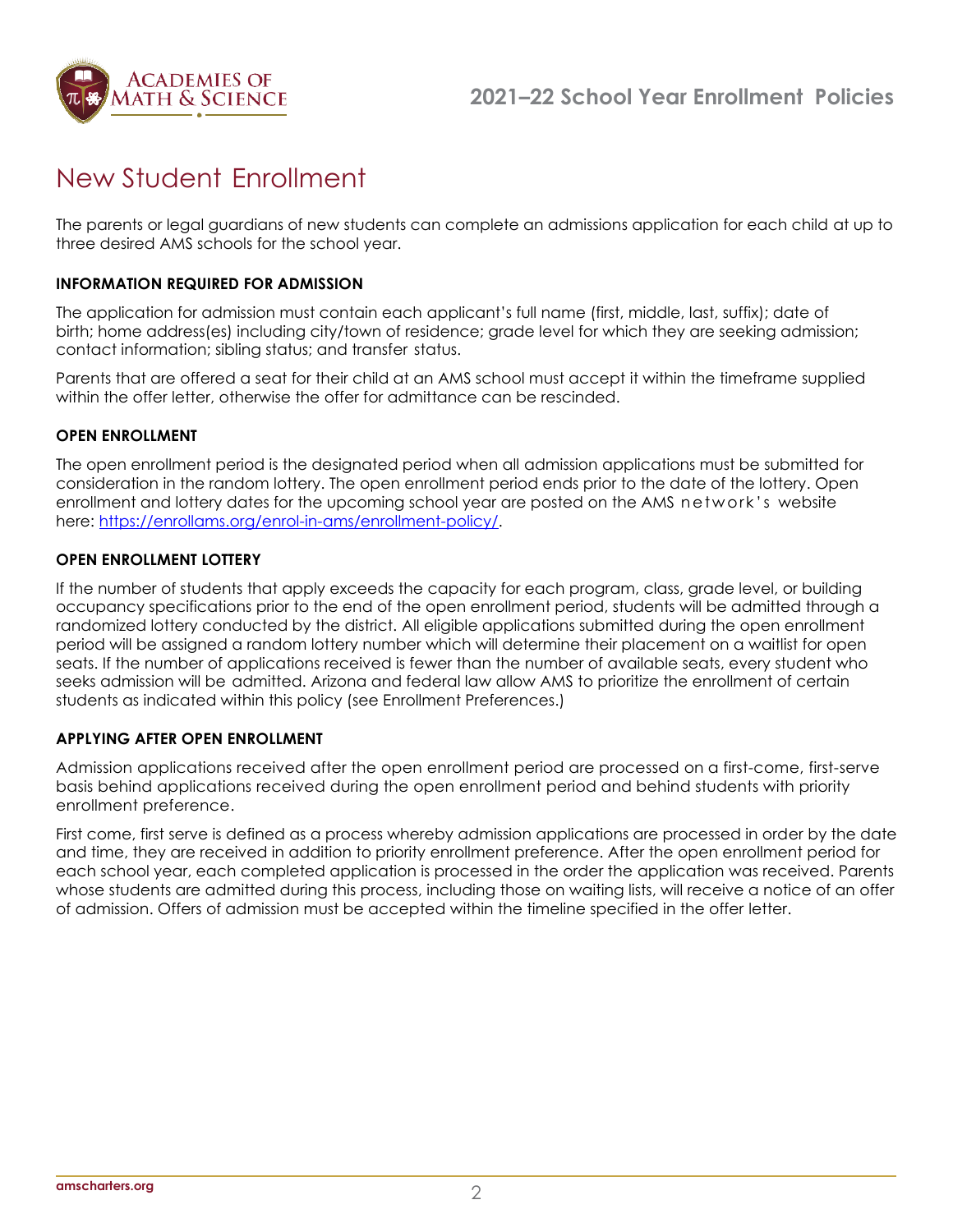# New Student Enrollment

The parents or legal guardians of new students can complete an admissions application for each child at up to three desired AMS schools for the school year.

### INFORMATION REQUIRED FOR ADMISSION

The application for admission must contain each applicant's full name (first, middle, last, suffix); date of birth; home address(es) including city/town of residence; grade level for which they are seeking admission; contact information; sibling status; and transfer status.

Parents that are offered a seat for their child at an AMS school must accept it within the timeframe supplied within the offer letter, otherwise the offer for admittance can be rescinded.

### OPEN ENROLLMENT

The open enrollment period is the designated period when all admission applications must be submitted for consideration in the random lottery. The open enrollment period ends prior to the date of the lottery. Open enrollment and lottery dates for the upcoming school year are posted on the AMS network's website here: [https://enrollams.org/enrol-in-ams/enrollment-policy/](https://enrollams.org/enrol-in-ams/enrollment-policy/).

### OPEN ENROLLMENT LOTTERY

If the number of students that apply exceeds the capacity for each program, class, grade level, or building occupancy specifications prior to the end of the open enrollment period, students will be admitted through a randomized lottery conducted by the district. All eligible applications submitted during the open enrollment period will be assigned a random lottery number which will determine their placement on a waitlist for open seats. If the number of applications received is fewer than the number of available seats, every student who seeks admission will be admitted. Arizona and federal law allow AMS to prioritize the enrollment of certain students as indicated within this policy (see Enrollment Preferences.)

### APPLYING AFTER OPEN ENROLLMENT

Admission applications received after the open enrollment period are processed on a first-come, first-serve basis behind applications received during the open enrollment period and behind students with priority enrollment preference.

First come, first serve is defined as a process whereby admission applications are processed in order by the date and time, they are received in addition to priority enrollment preference. After the open enrollment period for each school year, each completed application is processed in the order the application was received. Parents whose students are admitted during this process, including those on waiting lists, will receive a notice of an offer of admission. Offers of admission must be accepted within the timeline specified in the offer letter.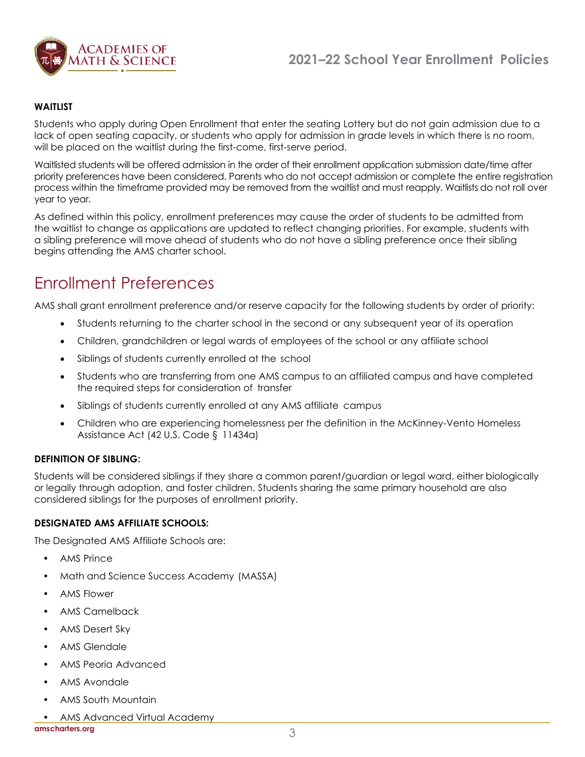#### WAITLIST

Students who apply during Open Enrollment that enter the seating Lottery but do not gain admission due to a lack of open seating capacity, or students who apply for admission in grade levels in which there is no room, will be placed on the waitlist during the first-come, first-serve period.

Waitlisted students will be offered admission in the order of their enrollment application submission date/time after priority preferences have been considered. Parents who do not accept admission or complete the entire registration process within the timeframe provided may be removed from the waitlist and must reapply. Waitlists do not roll over year to year.

As defined within this policy, enrollment preferences may cause the order of students to be admitted from the waitlist to change as applications are updated to reflect changing priorities. For example, students with a sibling preference will move ahead of students who do not have a sibling preference once their sibling begins attending the AMS charter school.

## Enrollment Preferences

AMS shall grant enrollment preference and/or reserve capacity for the following students by order of priority:

- Students returning to the charter school in the second or any subsequent year of its operation
- Children, grandchildren or legal wards of employees of the school or any affiliate school
- Siblings of students currently enrolled at the school
- Students who are transferring from one AMS campus to an affiliated campus and have completed the required steps for consideration of transfer
- Siblings of students currently enrolled at any AMS affiliate campus
- Children who are experiencing homelessness per the definition in the McKinney-Vento Homeless Assistance Act (42 U.S. Code § 11434a)

#### DEFINITION OF SIBLING:

Students will be considered siblings if they share a common parent/guardian or legal ward, either biologically or legally through adoption, and foster children. Students sharing the same primary household are also considered siblings for the purposes of enrollment priority.

#### DESIGNATED AMS AFFILIATE SCHOOLS:

The Designated AMS Affiliate Schools are:

- AMS Prince
- Math and Science Success Academy (MASSA)
- AMS Flower
- AMS Camelback
- AMS Desert Sky
- AMS Glendale
- AMS Peoria Advanced
- AMS Avondale
- AMS South Mountain
- AMS Advanced Virtual Academy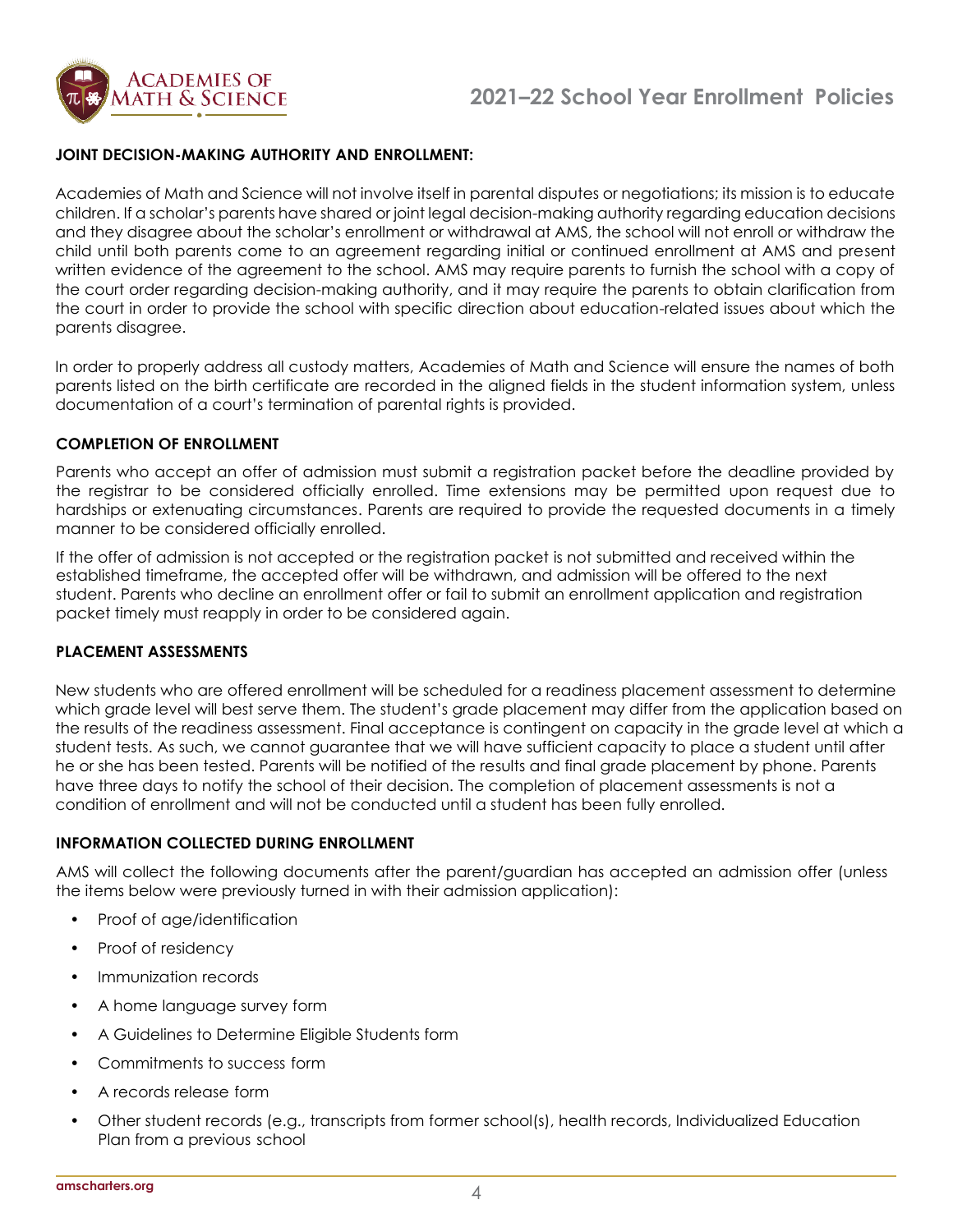## JOINT DECISION-MAKING AUTHORITY AND ENROLLMENT:

Academies of Math and Science will not involve itself in parental disputes or negotiations; its mission is to educate children. If a scholar's parents have shared or joint legal decision-making authority regarding education decisions and they disagree about the scholar's enrollment or withdrawal at AMS, the school will not enroll or withdraw the child until both parents come to an agreement regarding initial or continued enrollment at AMS and present written evidence of the agreement to the school. AMS may require parents to furnish the school with a copy of the court order regarding decision-making authority, and it may require the parents to obtain clarification from the court in order to provide the school with specific direction about education-related issues about which the parents disagree.

In order to properly address all custody matters, Academies of Math and Science will ensure the names of both parents listed on the birth certificate are recorded in the aligned fields in the student information system, unless documentation of a court's termination of parental rights is provided.

## COMPLETION OF ENROLLMENT

Parents who accept an offer of admission must submit a registration packet before the deadline provided by the registrar to be considered officially enrolled. Time extensions may be permitted upon request due to hardships or extenuating circumstances. Parents are required to provide the requested documents in a timely manner to be considered officially enrolled.

If the offer of admission is not accepted or the registration packet is not submitted and received within the established timeframe, the accepted offer will be withdrawn, and admission will be offered to the next student. Parents who decline an enrollment offer or fail to submit an enrollment application and registration packet timely must reapply in order to be considered again.

## PLACEMENT ASSESSMENTS

New students who are offered enrollment will be scheduled for a readiness placement assessment to determine which grade level will best serve them. The student's grade placement may differ from the application based on the results of the readiness assessment. Final acceptance is contingent on capacity in the grade level at which a student tests. As such, we cannot guarantee that we will have sufficient capacity to place a student until after he or she has been tested. Parents will be notified of the results and final grade placement by phone. Parents have three days to notify the school of their decision. The completion of placement assessments is not a condition of enrollment and will not be conducted until a student has been fully enrolled.

## INFORMATION COLLECTED DURING ENROLLMENT

AMS will collect the following documents after the parent/guardian has accepted an admission offer (unless the items below were previously turned in with their admission application):

- Proof of age/identification
- Proof of residency
- Immunization records
- A home language survey form
- A Guidelines to Determine Eligible Students form
- Commitments to success form
- A records release form
- Other student records (e.g., transcripts from former school(s), health records, Individualized Education Plan from a previous school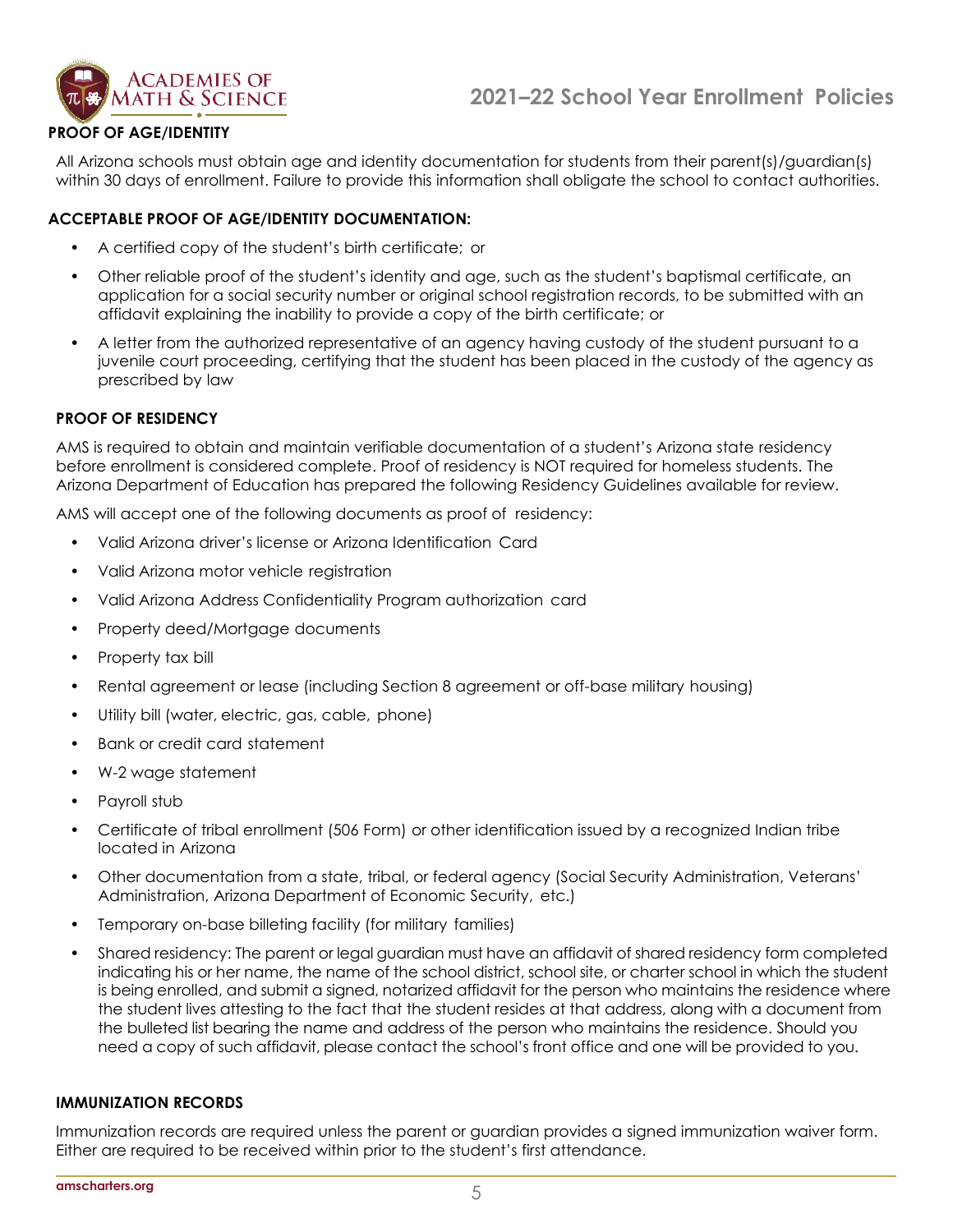## PROOF OF AGE/IDENTITY

All Arizona schools must obtain age and identity documentation for students from their parent(s)/guardian(s) within 30 days of enrollment. Failure to provide this information shall obligate the school to contact authorities.

### ACCEPTABLE PROOF OF AGE/IDENTITY DOCUMENTATION:

- A certified copy of the student's birth certificate; or
- Other reliable proof of the student's identity and age, such as the student's baptismal certificate, an application for a social security number or original school registration records, to be submitted with an affidavit explaining the inability to provide a copy of the birth certificate; or
- A letter from the authorized representative of an agency having custody of the student pursuant to a juvenile court proceeding, certifying that the student has been placed in the custody of the agency as prescribed by law

## PROOF OF RESIDENCY

AMS is required to obtain and maintain verifiable documentation of a student's Arizona state residency before enrollment is considered complete. Proof of residency is NOT required for homeless students. The Arizona Department of Education has prepared the following Residency Guidelines available for review.

AMS will accept one of the following documents as proof of residency:

- Valid Arizona driver's license or Arizona Identification Card
- Valid Arizona motor vehicle registration
- Valid Arizona Address Confidentiality Program authorization card
- Property deed/Mortgage documents
- Property tax bill
- Rental agreement or lease (including Section 8 agreement or off-base military housing)
- Utility bill (water, electric, gas, cable, phone)
- Bank or credit card statement
- W-2 wage statement
- Payroll stub
- Certificate of tribal enrollment (506 Form) or other identification issued by a recognized Indian tribe located in Arizona
- Other documentation from a state, tribal, or federal agency (Social Security Administration, Veterans' Administration, Arizona Department of Economic Security, etc.)
- Temporary on-base billeting facility (for military families)
- Shared residency: The parent or legal guardian must have an affidavit of shared residency form completed indicating his or her name, the name of the school district, school site, or charter school in which the student is being enrolled, and submit a signed, notarized affidavit for the person who maintains the residence where the student lives attesting to the fact that the student resides at that address, along with a document from the bulleted list bearing the name and address of the person who maintains the residence. Should you need a copy of such affidavit, please contact the school's front office and one will be provided to you.

## IMMUNIZATION RECORDS

Immunization records are required unless the parent or guardian provides a signed immunization waiver form. Either are required to be received within prior to the student's first attendance.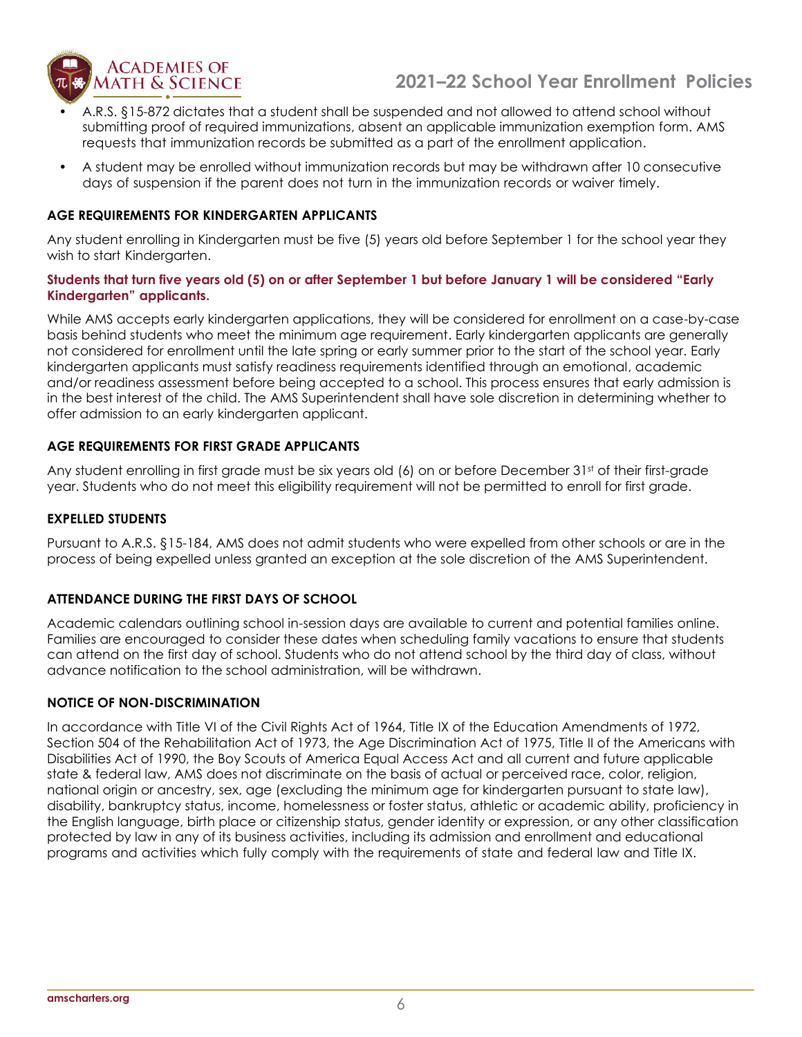- A.R.S. §15-872 dictates that a student shall be suspended and not allowed to attend school without submitting proof of required immunizations, absent an applicable immunization exemption form. AMS requests that immunization records be submitted as a part of the enrollment application.
- A student may be enrolled without immunization records but may be withdrawn after 10 consecutive days of suspension if the parent does not turn in the immunization records or waiver timely.

**AGE REQUIREMENTS FOR KINDERGARTEN APPLICANTS**

Any student enrolling in Kindergarten must be five (5) years old before September 1 for the school year they wish to start Kindergarten.

**Students that turn five years old (5) on or after September 1 but before January 1 will be considered "Early Kindergarten" applicants.**

While AMS accepts early kindergarten applications, they will be considered for enrollment on a case-by-case basis behind students who meet the minimum age requirement. Early kindergarten applicants are generally not considered for enrollment until the late spring or early summer prior to the start of the school year. Early kindergarten applicants must satisfy readiness requirements identified through an emotional, academic and/or readiness assessment before being accepted to a school. This process ensures that early admission is in the best interest of the child. The AMS Superintendent shall have sole discretion in determining whether to offer admission to an early kindergarten applicant.

**AGE REQUIREMENTS FOR FIRST GRADE APPLICANTS**

Any student enrolling in first grade must be six years old (6) on or before December 31st of their first-grade year. Students who do not meet this eligibility requirement will not be permitted to enroll for first grade.

**EXPELLED STUDENTS**

Pursuant to A.R.S. §15-184, AMS does not admit students who were expelled from other schools or are in the process of being expelled unless granted an exception at the sole discretion of the AMS Superintendent.

**ATTENDANCE DURING THE FIRST DAYS OF SCHOOL**

Academic calendars outlining school in-session days are available to current and potential families online. Families are encouraged to consider these dates when scheduling family vacations to ensure that students can attend on the first day of school. Students who do not attend school by the third day of class, without advance notification to the school administration, will be withdrawn.

**NOTICE OF NON-DISCRIMINATION**

In accordance with Title VI of the Civil Rights Act of 1964, Title IX of the Education Amendments of 1972, Section 504 of the Rehabilitation Act of 1973, the Age Discrimination Act of 1975, Title II of the Americans with Disabilities Act of 1990, the Boy Scouts of America Equal Access Act and all current and future applicable state & federal law, AMS does not discriminate on the basis of actual or perceived race, color, religion, national origin or ancestry, sex, age (excluding the minimum age for kindergarten pursuant to state law), disability, bankruptcy status, income, homelessness or foster status, athletic or academic ability, proficiency in the English language, birth place or citizenship status, gender identity or expression, or any other classification protected by law in any of its business activities, including its admission and enrollment and educational programs and activities which fully comply with the requirements of state and federal law and Title IX.